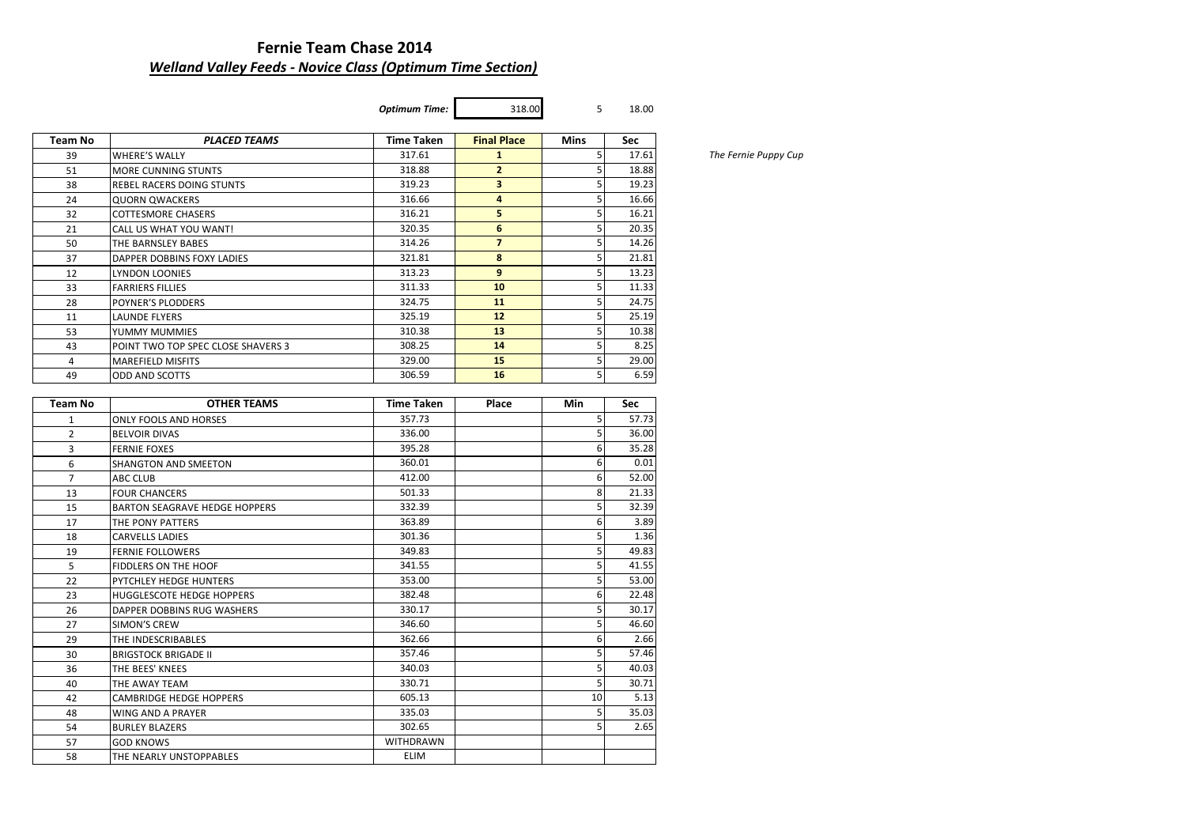# Fernie Team Chase 2014

## *Welland Valley Feeds - Novice Class (Optimum Time Section)*

***Optimum Time:*** 318.00 5 18.00

| Team No | *PLACED TEAMS* | Time Taken | Final Place | Mins | Sec |
|---|---|---|---|---|---|
| 39 | WHERE'S WALLY | 317.61 | **1** | 5 | 17.61 |
| 51 | MORE CUNNING STUNTS | 318.88 | **2** | 5 | 18.88 |
| 38 | REBEL RACERS DOING STUNTS | 319.23 | **3** | 5 | 19.23 |
| 24 | QUORN QWACKERS | 316.66 | **4** | 5 | 16.66 |
| 32 | COTTESMORE CHASERS | 316.21 | **5** | 5 | 16.21 |
| 21 | CALL US WHAT YOU WANT! | 320.35 | **6** | 5 | 20.35 |
| 50 | THE BARNSLEY BABES | 314.26 | **7** | 5 | 14.26 |
| 37 | DAPPER DOBBINS FOXY LADIES | 321.81 | **8** | 5 | 21.81 |
| 12 | LYNDON LOONIES | 313.23 | **9** | 5 | 13.23 |
| 33 | FARRIERS FILLIES | 311.33 | **10** | 5 | 11.33 |
| 28 | POYNER'S PLODDERS | 324.75 | **11** | 5 | 24.75 |
| 11 | LAUNDE FLYERS | 325.19 | **12** | 5 | 25.19 |
| 53 | YUMMY MUMMIES | 310.38 | **13** | 5 | 10.38 |
| 43 | POINT TWO TOP SPEC CLOSE SHAVERS 3 | 308.25 | **14** | 5 | 8.25 |
| 4 | MAREFIELD MISFITS | 329.00 | **15** | 5 | 29.00 |
| 49 | ODD AND SCOTTS | 306.59 | **16** | 5 | 6.59 |

*The Fernie Puppy Cup*

| Team No | OTHER TEAMS | Time Taken | Place | Min | Sec |
|---|---|---|---|---|---|
| 1 | ONLY FOOLS AND HORSES | 357.73 | | 5 | 57.73 |
| 2 | BELVOIR DIVAS | 336.00 | | 5 | 36.00 |
| 3 | FERNIE FOXES | 395.28 | | 6 | 35.28 |
| 6 | SHANGTON AND SMEETON | 360.01 | | 6 | 0.01 |
| 7 | ABC CLUB | 412.00 | | 6 | 52.00 |
| 13 | FOUR CHANCERS | 501.33 | | 8 | 21.33 |
| 15 | BARTON SEAGRAVE HEDGE HOPPERS | 332.39 | | 5 | 32.39 |
| 17 | THE PONY PATTERS | 363.89 | | 6 | 3.89 |
| 18 | CARVELLS LADIES | 301.36 | | 5 | 1.36 |
| 19 | FERNIE FOLLOWERS | 349.83 | | 5 | 49.83 |
| 5 | FIDDLERS ON THE HOOF | 341.55 | | 5 | 41.55 |
| 22 | PYTCHLEY HEDGE HUNTERS | 353.00 | | 5 | 53.00 |
| 23 | HUGGLESCOTE HEDGE HOPPERS | 382.48 | | 6 | 22.48 |
| 26 | DAPPER DOBBINS RUG WASHERS | 330.17 | | 5 | 30.17 |
| 27 | SIMON'S CREW | 346.60 | | 5 | 46.60 |
| 29 | THE INDESCRIBABLES | 362.66 | | 6 | 2.66 |
| 30 | BRIGSTOCK BRIGADE II | 357.46 | | 5 | 57.46 |
| 36 | THE BEES' KNEES | 340.03 | | 5 | 40.03 |
| 40 | THE AWAY TEAM | 330.71 | | 5 | 30.71 |
| 42 | CAMBRIDGE HEDGE HOPPERS | 605.13 | | 10 | 5.13 |
| 48 | WING AND A PRAYER | 335.03 | | 5 | 35.03 |
| 54 | BURLEY BLAZERS | 302.65 | | 5 | 2.65 |
| 57 | GOD KNOWS | WITHDRAWN | | | |
| 58 | THE NEARLY UNSTOPPABLES | ELIM | | | |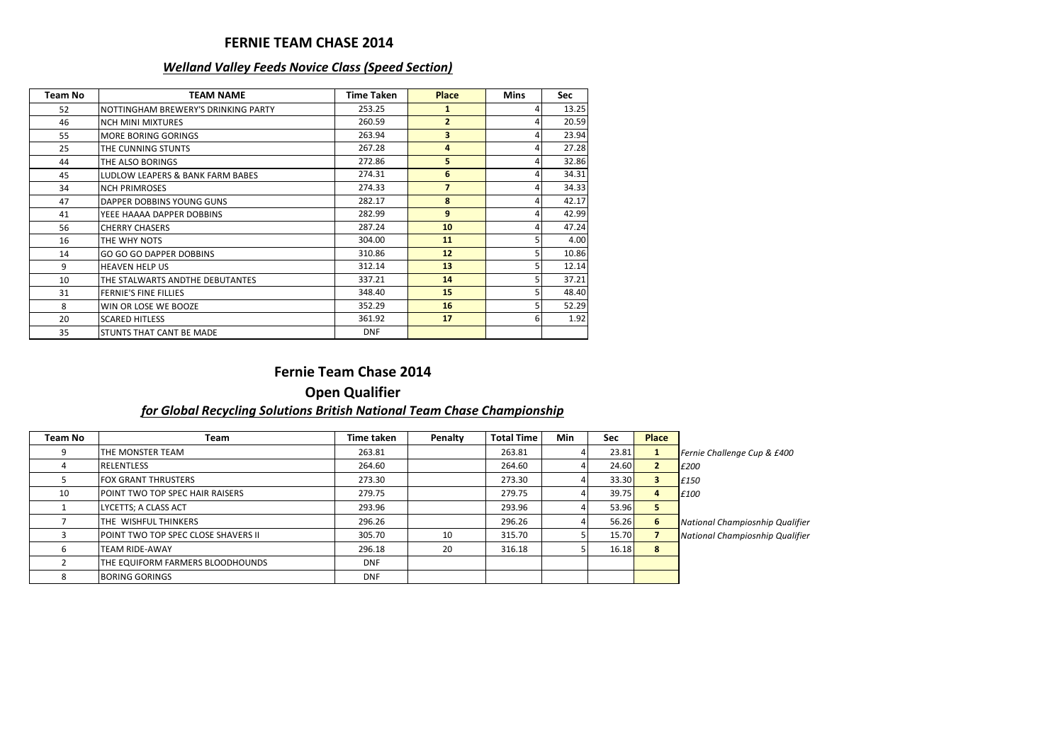## FERNIE TEAM CHASE 2014

### *Welland Valley Feeds Novice Class (Speed Section)*

| Team No | TEAM NAME | Time Taken | Place | Mins | Sec |
|---|---|---|---|---|---|
| 52 | NOTTINGHAM BREWERY'S DRINKING PARTY | 253.25 | **1** | 4 | 13.25 |
| 46 | NCH MINI MIXTURES | 260.59 | **2** | 4 | 20.59 |
| 55 | MORE BORING GORINGS | 263.94 | **3** | 4 | 23.94 |
| 25 | THE CUNNING STUNTS | 267.28 | **4** | 4 | 27.28 |
| 44 | THE ALSO BORINGS | 272.86 | **5** | 4 | 32.86 |
| 45 | LUDLOW LEAPERS & BANK FARM BABES | 274.31 | **6** | 4 | 34.31 |
| 34 | NCH PRIMROSES | 274.33 | **7** | 4 | 34.33 |
| 47 | DAPPER DOBBINS YOUNG GUNS | 282.17 | **8** | 4 | 42.17 |
| 41 | YEEE HAAAA DAPPER DOBBINS | 282.99 | **9** | 4 | 42.99 |
| 56 | CHERRY CHASERS | 287.24 | **10** | 4 | 47.24 |
| 16 | THE WHY NOTS | 304.00 | **11** | 5 | 4.00 |
| 14 | GO GO GO DAPPER DOBBINS | 310.86 | **12** | 5 | 10.86 |
| 9 | HEAVEN HELP US | 312.14 | **13** | 5 | 12.14 |
| 10 | THE STALWARTS ANDTHE DEBUTANTES | 337.21 | **14** | 5 | 37.21 |
| 31 | FERNIE'S FINE FILLIES | 348.40 | **15** | 5 | 48.40 |
| 8 | WIN OR LOSE WE BOOZE | 352.29 | **16** | 5 | 52.29 |
| 20 | SCARED HITLESS | 361.92 | **17** | 6 | 1.92 |
| 35 | STUNTS THAT CANT BE MADE | DNF | | | |

## Fernie Team Chase 2014

## Open Qualifier

### *for Global Recycling Solutions British National Team Chase Championship*

| Team No | Team | Time taken | Penalty | Total Time | Min | Sec | Place | |
|---|---|---|---|---|---|---|---|---|
| 9 | THE MONSTER TEAM | 263.81 | | 263.81 | 4 | 23.81 | **1** | *Fernie Challenge Cup & £400* |
| 4 | RELENTLESS | 264.60 | | 264.60 | 4 | 24.60 | **2** | *£200* |
| 5 | FOX GRANT THRUSTERS | 273.30 | | 273.30 | 4 | 33.30 | **3** | *£150* |
| 10 | POINT TWO TOP SPEC HAIR RAISERS | 279.75 | | 279.75 | 4 | 39.75 | **4** | *£100* |
| 1 | LYCETTS; A CLASS ACT | 293.96 | | 293.96 | 4 | 53.96 | **5** | |
| 7 | THE WISHFUL THINKERS | 296.26 | | 296.26 | 4 | 56.26 | **6** | *National Champiosnhip Qualifier* |
| 3 | POINT TWO TOP SPEC CLOSE SHAVERS II | 305.70 | 10 | 315.70 | 5 | 15.70 | **7** | *National Champiosnhip Qualifier* |
| 6 | TEAM RIDE-AWAY | 296.18 | 20 | 316.18 | 5 | 16.18 | **8** | |
| 2 | THE EQUIFORM FARMERS BLOODHOUNDS | DNF | | | | | | |
| 8 | BORING GORINGS | DNF | | | | | | |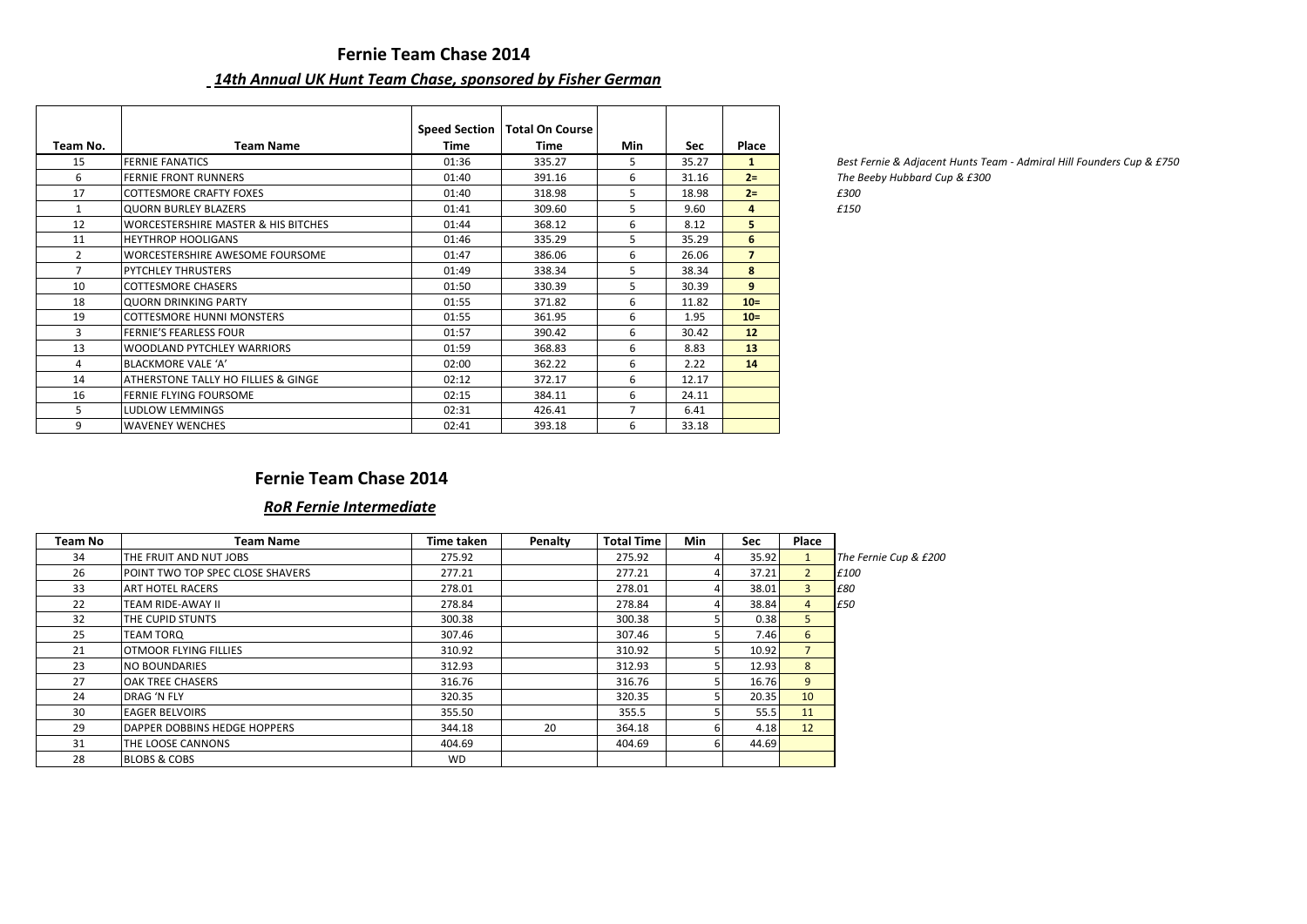# Fernie Team Chase 2014

## *14th Annual UK Hunt Team Chase, sponsored by Fisher German*

| Team No. | Team Name | Speed Section Time | Total On Course Time | Min | Sec | Place | |
|---|---|---|---|---|---|---|---|
| 15 | FERNIE FANATICS | 01:36 | 335.27 | 5 | 35.27 | 1 | *Best Fernie & Adjacent Hunts Team - Admiral Hill Founders Cup & £750* |
| 6 | FERNIE FRONT RUNNERS | 01:40 | 391.16 | 6 | 31.16 | 2= | *The Beeby Hubbard Cup & £300* |
| 17 | COTTESMORE CRAFTY FOXES | 01:40 | 318.98 | 5 | 18.98 | 2= | *£300* |
| 1 | QUORN BURLEY BLAZERS | 01:41 | 309.60 | 5 | 9.60 | 4 | *£150* |
| 12 | WORCESTERSHIRE MASTER & HIS BITCHES | 01:44 | 368.12 | 6 | 8.12 | 5 | |
| 11 | HEYTHROP HOOLIGANS | 01:46 | 335.29 | 5 | 35.29 | 6 | |
| 2 | WORCESTERSHIRE AWESOME FOURSOME | 01:47 | 386.06 | 6 | 26.06 | 7 | |
| 7 | PYTCHLEY THRUSTERS | 01:49 | 338.34 | 5 | 38.34 | 8 | |
| 10 | COTTESMORE CHASERS | 01:50 | 330.39 | 5 | 30.39 | 9 | |
| 18 | QUORN DRINKING PARTY | 01:55 | 371.82 | 6 | 11.82 | 10= | |
| 19 | COTTESMORE HUNNI MONSTERS | 01:55 | 361.95 | 6 | 1.95 | 10= | |
| 3 | FERNIE'S FEARLESS FOUR | 01:57 | 390.42 | 6 | 30.42 | 12 | |
| 13 | WOODLAND PYTCHLEY WARRIORS | 01:59 | 368.83 | 6 | 8.83 | 13 | |
| 4 | BLACKMORE VALE 'A' | 02:00 | 362.22 | 6 | 2.22 | 14 | |
| 14 | ATHERSTONE TALLY HO FILLIES & GINGE | 02:12 | 372.17 | 6 | 12.17 | | |
| 16 | FERNIE FLYING FOURSOME | 02:15 | 384.11 | 6 | 24.11 | | |
| 5 | LUDLOW LEMMINGS | 02:31 | 426.41 | 7 | 6.41 | | |
| 9 | WAVENEY WENCHES | 02:41 | 393.18 | 6 | 33.18 | | |

# Fernie Team Chase 2014

## *RoR Fernie Intermediate*

| Team No | Team Name | Time taken | Penalty | Total Time | Min | Sec | Place | |
|---|---|---|---|---|---|---|---|---|
| 34 | THE FRUIT AND NUT JOBS | 275.92 | | 275.92 | 4 | 35.92 | 1 | *The Fernie Cup & £200* |
| 26 | POINT TWO TOP SPEC CLOSE SHAVERS | 277.21 | | 277.21 | 4 | 37.21 | 2 | *£100* |
| 33 | ART HOTEL RACERS | 278.01 | | 278.01 | 4 | 38.01 | 3 | *£80* |
| 22 | TEAM RIDE-AWAY II | 278.84 | | 278.84 | 4 | 38.84 | 4 | *£50* |
| 32 | THE CUPID STUNTS | 300.38 | | 300.38 | 5 | 0.38 | 5 | |
| 25 | TEAM TORQ | 307.46 | | 307.46 | 5 | 7.46 | 6 | |
| 21 | OTMOOR FLYING FILLIES | 310.92 | | 310.92 | 5 | 10.92 | 7 | |
| 23 | NO BOUNDARIES | 312.93 | | 312.93 | 5 | 12.93 | 8 | |
| 27 | OAK TREE CHASERS | 316.76 | | 316.76 | 5 | 16.76 | 9 | |
| 24 | DRAG 'N FLY | 320.35 | | 320.35 | 5 | 20.35 | 10 | |
| 30 | EAGER BELVOIRS | 355.50 | | 355.5 | 5 | 55.5 | 11 | |
| 29 | DAPPER DOBBINS HEDGE HOPPERS | 344.18 | 20 | 364.18 | 6 | 4.18 | 12 | |
| 31 | THE LOOSE CANNONS | 404.69 | | 404.69 | 6 | 44.69 | | |
| 28 | BLOBS & COBS | WD | | | | | | |